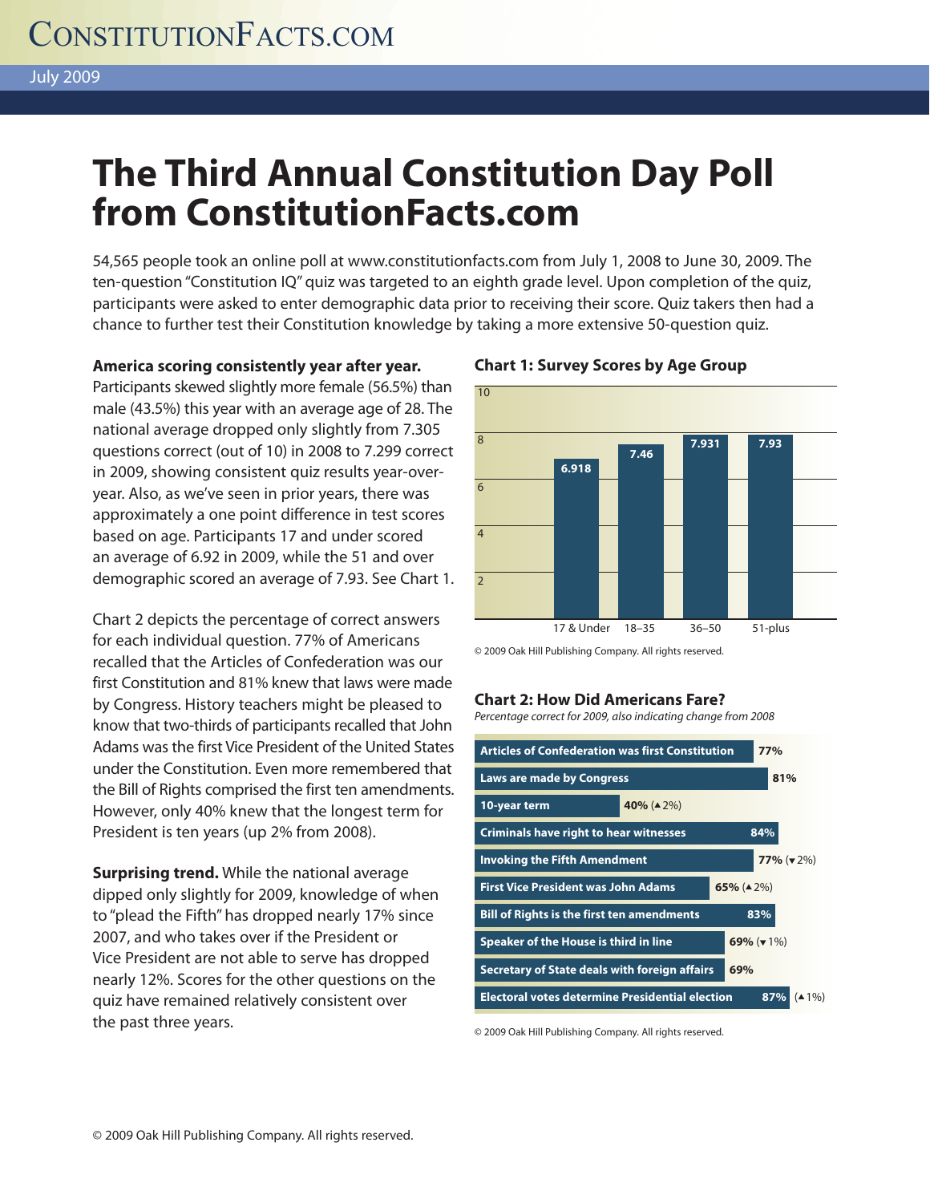# ConstitutionFacts.com

July 2009

# The Third Annual Constitution Day Poll from ConstitutionFacts.com

54,565 people took an online poll at www.constitutionfacts.com from July 1, 2008 to June 30, 2009. The ten-question "Constitution IQ" quiz was targeted to an eighth grade level. Upon completion of the quiz, participants were asked to enter demographic data prior to receiving their score. Quiz takers then had a chance to further test their Constitution knowledge by taking a more extensive 50-question quiz.

**America scoring consistently year after year.** Participants skewed slightly more female (56.5%) than male (43.5%) this year with an average age of 28. The national average dropped only slightly from 7.305 questions correct (out of 10) in 2008 to 7.299 correct in 2009, showing consistent quiz results year-over-year. Also, as we've seen in prior years, there was approximately a one point difference in test scores based on age. Participants 17 and under scored an average of 6.92 in 2009, while the 51 and over demographic scored an average of 7.93. See Chart 1.

Chart 2 depicts the percentage of correct answers for each individual question. 77% of Americans recalled that the Articles of Confederation was our first Constitution and 81% knew that laws were made by Congress. History teachers might be pleased to know that two-thirds of participants recalled that John Adams was the first Vice President of the United States under the Constitution. Even more remembered that the Bill of Rights comprised the first ten amendments. However, only 40% knew that the longest term for President is ten years (up 2% from 2008).

**Surprising trend.** While the national average dipped only slightly for 2009, knowledge of when to "plead the Fifth" has dropped nearly 17% since 2007, and who takes over if the President or Vice President are not able to serve has dropped nearly 12%. Scores for the other questions on the quiz have remained relatively consistent over the past three years.

### Chart 1: Survey Scores by Age Group

| Age Group | Score |
|---|---|
| 17 & Under | 6.918 |
| 18–35 | 7.46 |
| 36–50 | 7.931 |
| 51-plus | 7.93 |

© 2009 Oak Hill Publishing Company. All rights reserved.

### Chart 2: How Did Americans Fare?

*Percentage correct for 2009, also indicating change from 2008*

| Question | Percentage correct | Change from 2008 |
|---|---|---|
| Articles of Confederation was first Constitution | 77% | |
| Laws are made by Congress | 81% | |
| 10-year term | 40% | ▲2% |
| Criminals have right to hear witnesses | 84% | |
| Invoking the Fifth Amendment | 77% | ▼2% |
| First Vice President was John Adams | 65% | ▲2% |
| Bill of Rights is the first ten amendments | 83% | |
| Speaker of the House is third in line | 69% | ▼1% |
| Secretary of State deals with foreign affairs | 69% | |
| Electoral votes determine Presidential election | 87% | ▲1% |

© 2009 Oak Hill Publishing Company. All rights reserved.

© 2009 Oak Hill Publishing Company. All rights reserved.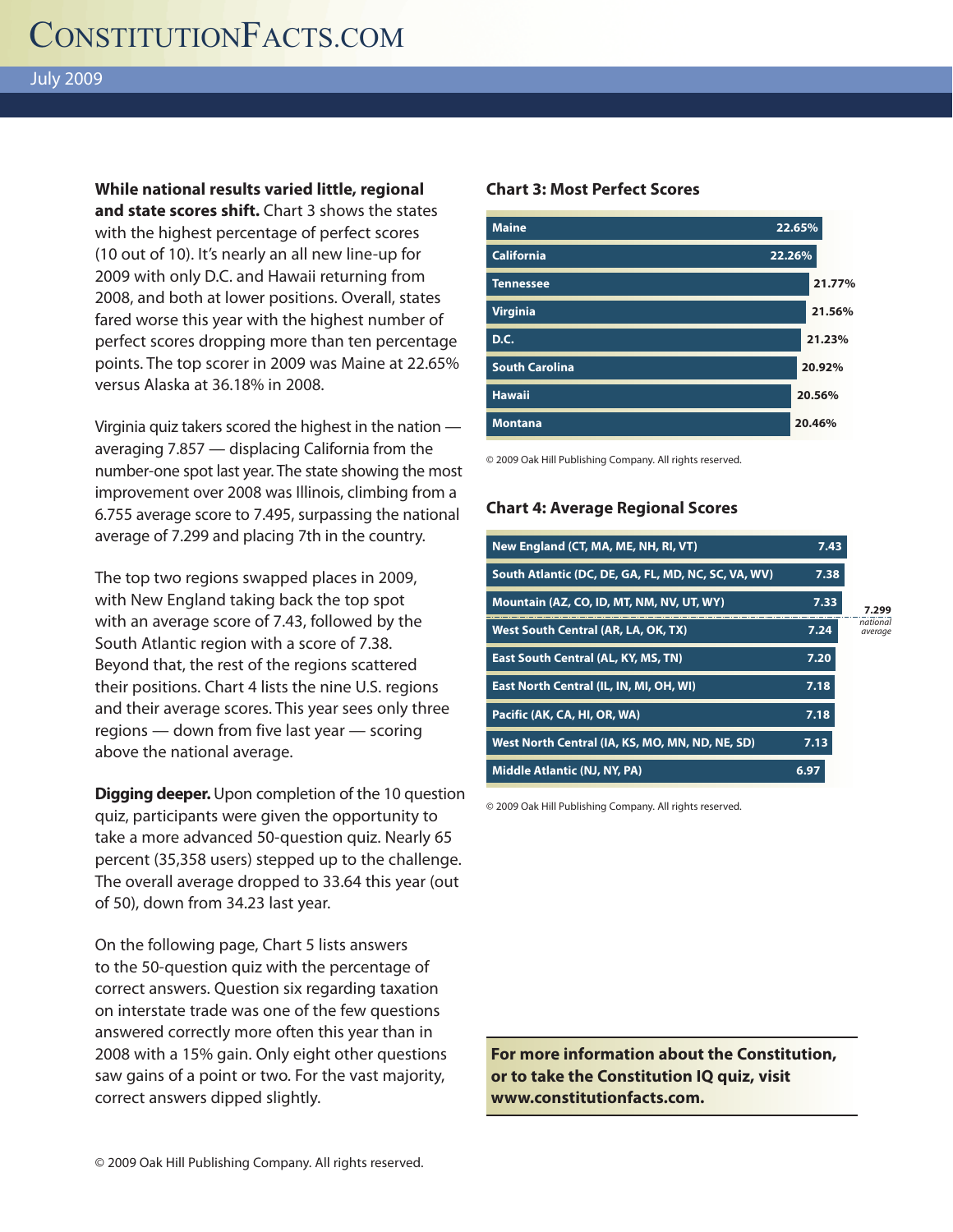**While national results varied little, regional and state scores shift.** Chart 3 shows the states with the highest percentage of perfect scores (10 out of 10). It's nearly an all new line-up for 2009 with only D.C. and Hawaii returning from 2008, and both at lower positions. Overall, states fared worse this year with the highest number of perfect scores dropping more than ten percentage points. The top scorer in 2009 was Maine at 22.65% versus Alaska at 36.18% in 2008.

Virginia quiz takers scored the highest in the nation — averaging 7.857 — displacing California from the number-one spot last year. The state showing the most improvement over 2008 was Illinois, climbing from a 6.755 average score to 7.495, surpassing the national average of 7.299 and placing 7th in the country.

The top two regions swapped places in 2009, with New England taking back the top spot with an average score of 7.43, followed by the South Atlantic region with a score of 7.38. Beyond that, the rest of the regions scattered their positions. Chart 4 lists the nine U.S. regions and their average scores. This year sees only three regions — down from five last year — scoring above the national average.

**Digging deeper.** Upon completion of the 10 question quiz, participants were given the opportunity to take a more advanced 50-question quiz. Nearly 65 percent (35,358 users) stepped up to the challenge. The overall average dropped to 33.64 this year (out of 50), down from 34.23 last year.

On the following page, Chart 5 lists answers to the 50-question quiz with the percentage of correct answers. Question six regarding taxation on interstate trade was one of the few questions answered correctly more often this year than in 2008 with a 15% gain. Only eight other questions saw gains of a point or two. For the vast majority, correct answers dipped slightly.

### Chart 3: Most Perfect Scores

| State | Perfect Scores |
|---|---|
| Maine | 22.65% |
| California | 22.26% |
| Tennessee | 21.77% |
| Virginia | 21.56% |
| D.C. | 21.23% |
| South Carolina | 20.92% |
| Hawaii | 20.56% |
| Montana | 20.46% |

© 2009 Oak Hill Publishing Company. All rights reserved.

### Chart 4: Average Regional Scores

| Region | Average Score |
|---|---|
| New England (CT, MA, ME, NH, RI, VT) | 7.43 |
| South Atlantic (DC, DE, GA, FL, MD, NC, SC, VA, WV) | 7.38 |
| Mountain (AZ, CO, ID, MT, NM, NV, UT, WY) | 7.33 |
| *7.299 national average* | |
| West South Central (AR, LA, OK, TX) | 7.24 |
| East South Central (AL, KY, MS, TN) | 7.20 |
| East North Central (IL, IN, MI, OH, WI) | 7.18 |
| Pacific (AK, CA, HI, OR, WA) | 7.18 |
| West North Central (IA, KS, MO, MN, ND, NE, SD) | 7.13 |
| Middle Atlantic (NJ, NY, PA) | 6.97 |

© 2009 Oak Hill Publishing Company. All rights reserved.

**For more information about the Constitution, or to take the Constitution IQ quiz, visit www.constitutionfacts.com.**

© 2009 Oak Hill Publishing Company. All rights reserved.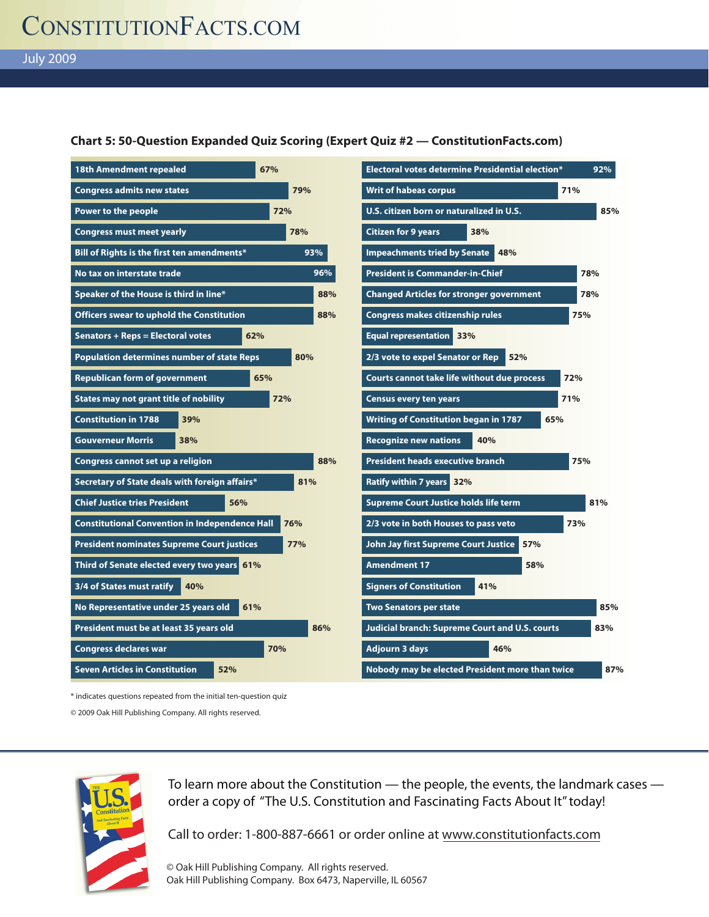# CONSTITUTIONFACTS.COM

July 2009

**Chart 5: 50-Question Expanded Quiz Scoring (Expert Quiz #2 — ConstitutionFacts.com)**

18th Amendment repealed 67%
Congress admits new states 79%
Power to the people 72%
Congress must meet yearly 78%
Bill of Rights is the first ten amendments* 93%
No tax on interstate trade 96%
Speaker of the House is third in line* 88%
Officers swear to uphold the Constitution 88%
Senators + Reps = Electoral votes 62%
Population determines number of state Reps 80%
Republican form of government 65%
States may not grant title of nobility 72%
Constitution in 1788 39%
Gouverneur Morris 38%
Congress cannot set up a religion 88%
Secretary of State deals with foreign affairs* 81%
Chief Justice tries President 56%
Constitutional Convention in Independence Hall 76%
President nominates Supreme Court justices 77%
Third of Senate elected every two years 61%
3/4 of States must ratify 40%
No Representative under 25 years old 61%
President must be at least 35 years old 86%
Congress declares war 70%
Seven Articles in Constitution 52%

Electoral votes determine Presidential election* 92%
Writ of habeas corpus 71%
U.S. citizen born or naturalized in U.S. 85%
Citizen for 9 years 38%
Impeachments tried by Senate 48%
President is Commander-in-Chief 78%
Changed Articles for stronger government 78%
Congress makes citizenship rules 75%
Equal representation 33%
2/3 vote to expel Senator or Rep 52%
Courts cannot take life without due process 72%
Census every ten years 71%
Writing of Constitution began in 1787 65%
Recognize new nations 40%
President heads executive branch 75%
Ratify within 7 years 32%
Supreme Court Justice holds life term 81%
2/3 vote in both Houses to pass veto 73%
John Jay first Supreme Court Justice 57%
Amendment 17 58%
Signers of Constitution 41%
Two Senators per state 85%
Judicial branch: Supreme Court and U.S. courts 83%
Adjourn 3 days 46%
Nobody may be elected President more than twice 87%

* indicates questions repeated from the initial ten-question quiz

© 2009 Oak Hill Publishing Company. All rights reserved.

To learn more about the Constitution — the people, the events, the landmark cases — order a copy of "The U.S. Constitution and Fascinating Facts About It" today!

Call to order: 1-800-887-6661 or order online at www.constitutionfacts.com

© Oak Hill Publishing Company. All rights reserved.
Oak Hill Publishing Company. Box 6473, Naperville, IL 60567